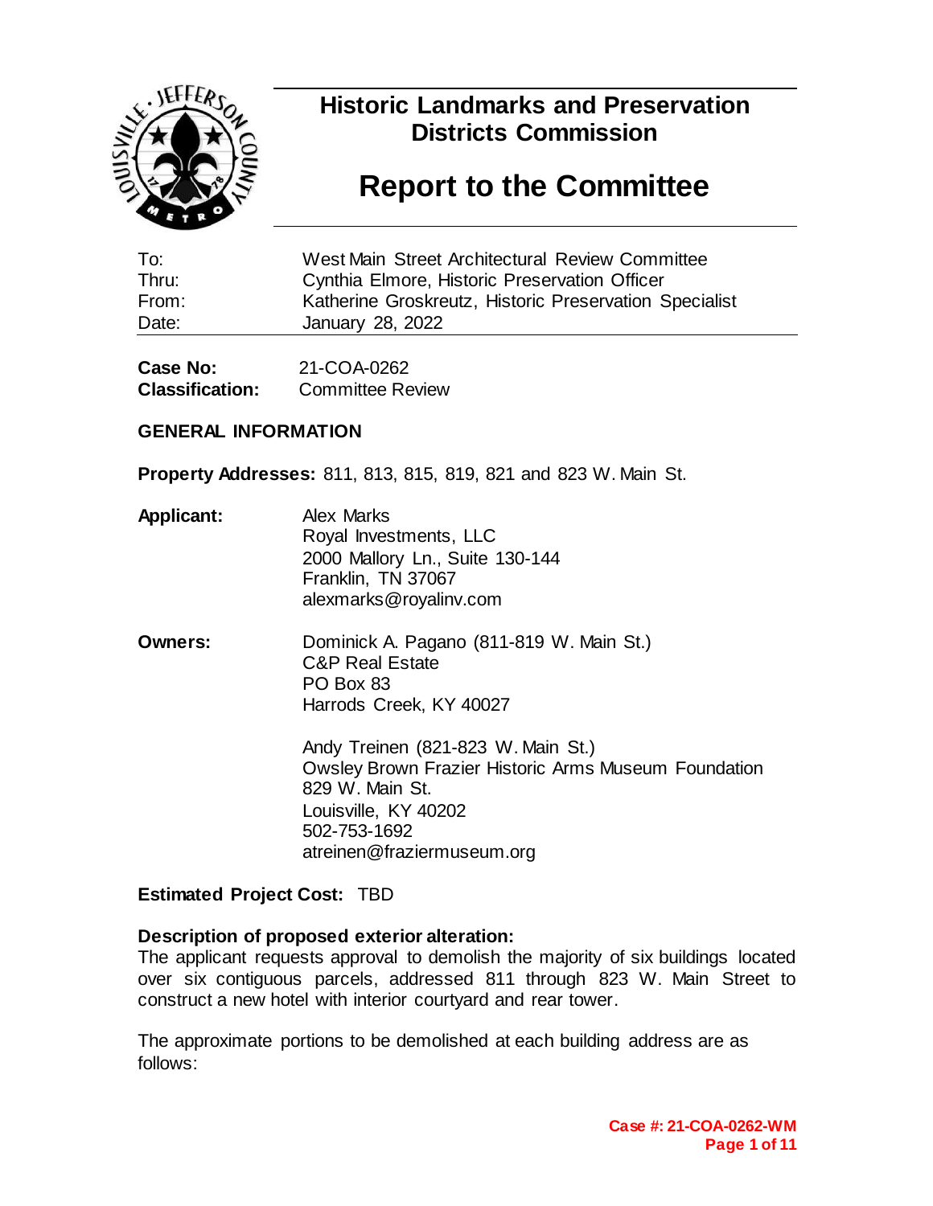# Historic Landmarks and Preservation Districts Commission

# Report to the Committee

| | |
|---|---|
| To: | West Main Street Architectural Review Committee |
| Thru: | Cynthia Elmore, Historic Preservation Officer |
| From: | Katherine Groskreutz, Historic Preservation Specialist |
| Date: | January 28, 2022 |

**Case No:** 21-COA-0262
**Classification:** Committee Review

## GENERAL INFORMATION

**Property Addresses:** 811, 813, 815, 819, 821 and 823 W. Main St.

**Applicant:**
Alex Marks
Royal Investments, LLC
2000 Mallory Ln., Suite 130-144
Franklin, TN 37067
alexmarks@royalinv.com

**Owners:**
Dominick A. Pagano (811-819 W. Main St.)
C&P Real Estate
PO Box 83
Harrods Creek, KY 40027

Andy Treinen (821-823 W. Main St.)
Owsley Brown Frazier Historic Arms Museum Foundation
829 W. Main St.
Louisville, KY 40202
502-753-1692
atreinen@fraziermuseum.org

**Estimated Project Cost:** TBD

**Description of proposed exterior alteration:**
The applicant requests approval to demolish the majority of six buildings located over six contiguous parcels, addressed 811 through 823 W. Main Street to construct a new hotel with interior courtyard and rear tower.

The approximate portions to be demolished at each building address are as follows: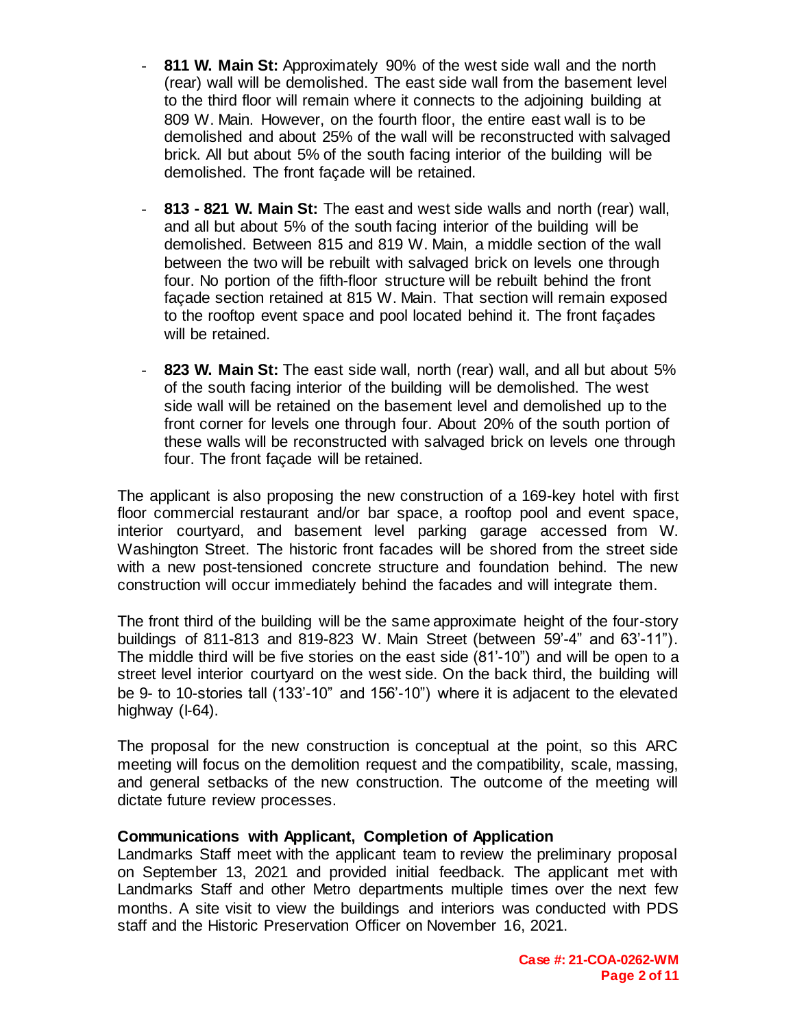- **811 W. Main St:** Approximately 90% of the west side wall and the north (rear) wall will be demolished. The east side wall from the basement level to the third floor will remain where it connects to the adjoining building at 809 W. Main. However, on the fourth floor, the entire east wall is to be demolished and about 25% of the wall will be reconstructed with salvaged brick. All but about 5% of the south facing interior of the building will be demolished. The front façade will be retained.

- **813 - 821 W. Main St:** The east and west side walls and north (rear) wall, and all but about 5% of the south facing interior of the building will be demolished. Between 815 and 819 W. Main, a middle section of the wall between the two will be rebuilt with salvaged brick on levels one through four. No portion of the fifth-floor structure will be rebuilt behind the front façade section retained at 815 W. Main. That section will remain exposed to the rooftop event space and pool located behind it. The front façades will be retained.

- **823 W. Main St:** The east side wall, north (rear) wall, and all but about 5% of the south facing interior of the building will be demolished. The west side wall will be retained on the basement level and demolished up to the front corner for levels one through four. About 20% of the south portion of these walls will be reconstructed with salvaged brick on levels one through four. The front façade will be retained.

The applicant is also proposing the new construction of a 169-key hotel with first floor commercial restaurant and/or bar space, a rooftop pool and event space, interior courtyard, and basement level parking garage accessed from W. Washington Street. The historic front facades will be shored from the street side with a new post-tensioned concrete structure and foundation behind. The new construction will occur immediately behind the facades and will integrate them.

The front third of the building will be the same approximate height of the four-story buildings of 811-813 and 819-823 W. Main Street (between 59'-4" and 63'-11"). The middle third will be five stories on the east side (81'-10") and will be open to a street level interior courtyard on the west side. On the back third, the building will be 9- to 10-stories tall (133'-10" and 156'-10") where it is adjacent to the elevated highway (I-64).

The proposal for the new construction is conceptual at the point, so this ARC meeting will focus on the demolition request and the compatibility, scale, massing, and general setbacks of the new construction. The outcome of the meeting will dictate future review processes.

**Communications with Applicant, Completion of Application**

Landmarks Staff meet with the applicant team to review the preliminary proposal on September 13, 2021 and provided initial feedback. The applicant met with Landmarks Staff and other Metro departments multiple times over the next few months. A site visit to view the buildings and interiors was conducted with PDS staff and the Historic Preservation Officer on November 16, 2021.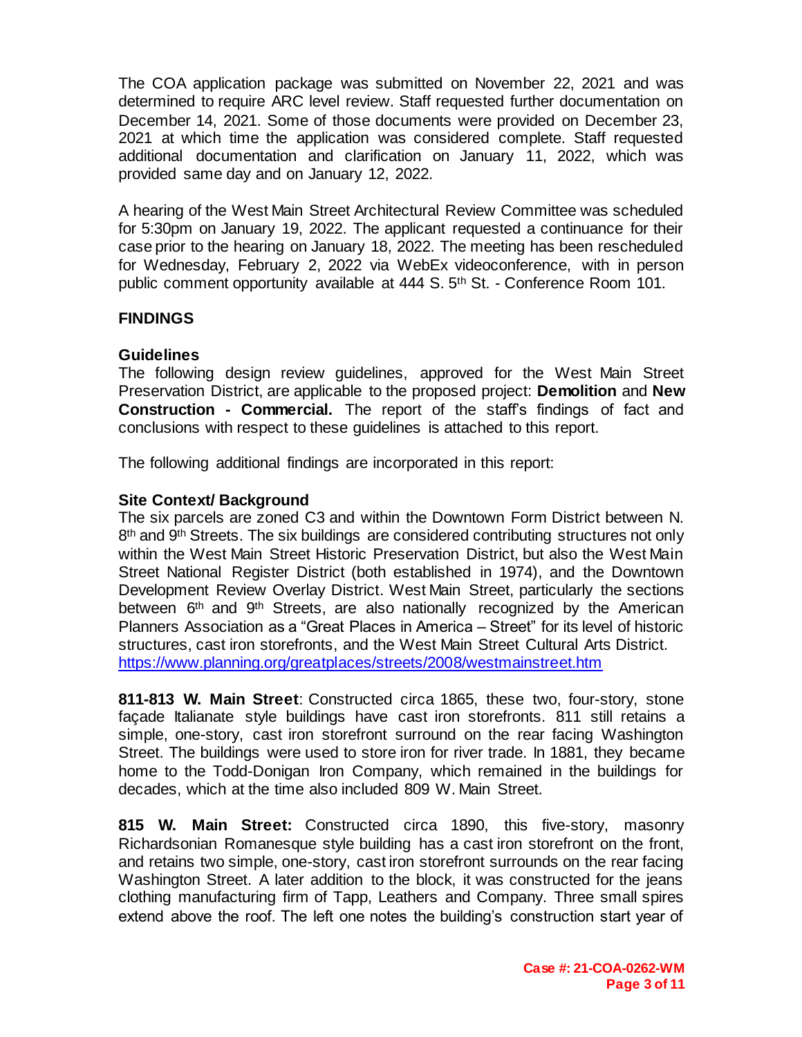The COA application package was submitted on November 22, 2021 and was determined to require ARC level review. Staff requested further documentation on December 14, 2021. Some of those documents were provided on December 23, 2021 at which time the application was considered complete. Staff requested additional documentation and clarification on January 11, 2022, which was provided same day and on January 12, 2022.

A hearing of the West Main Street Architectural Review Committee was scheduled for 5:30pm on January 19, 2022. The applicant requested a continuance for their case prior to the hearing on January 18, 2022. The meeting has been rescheduled for Wednesday, February 2, 2022 via WebEx videoconference, with in person public comment opportunity available at 444 S. 5th St. - Conference Room 101.

## FINDINGS

### Guidelines

The following design review guidelines, approved for the West Main Street Preservation District, are applicable to the proposed project: **Demolition** and **New Construction - Commercial.** The report of the staff's findings of fact and conclusions with respect to these guidelines is attached to this report.

The following additional findings are incorporated in this report:

### Site Context/ Background

The six parcels are zoned C3 and within the Downtown Form District between N. 8th and 9th Streets. The six buildings are considered contributing structures not only within the West Main Street Historic Preservation District, but also the West Main Street National Register District (both established in 1974), and the Downtown Development Review Overlay District. West Main Street, particularly the sections between 6th and 9th Streets, are also nationally recognized by the American Planners Association as a "Great Places in America – Street" for its level of historic structures, cast iron storefronts, and the West Main Street Cultural Arts District. https://www.planning.org/greatplaces/streets/2008/westmainstreet.htm

**811-813 W. Main Street**: Constructed circa 1865, these two, four-story, stone façade Italianate style buildings have cast iron storefronts. 811 still retains a simple, one-story, cast iron storefront surround on the rear facing Washington Street. The buildings were used to store iron for river trade. In 1881, they became home to the Todd-Donigan Iron Company, which remained in the buildings for decades, which at the time also included 809 W. Main Street.

**815 W. Main Street:** Constructed circa 1890, this five-story, masonry Richardsonian Romanesque style building has a cast iron storefront on the front, and retains two simple, one-story, cast iron storefront surrounds on the rear facing Washington Street. A later addition to the block, it was constructed for the jeans clothing manufacturing firm of Tapp, Leathers and Company. Three small spires extend above the roof. The left one notes the building's construction start year of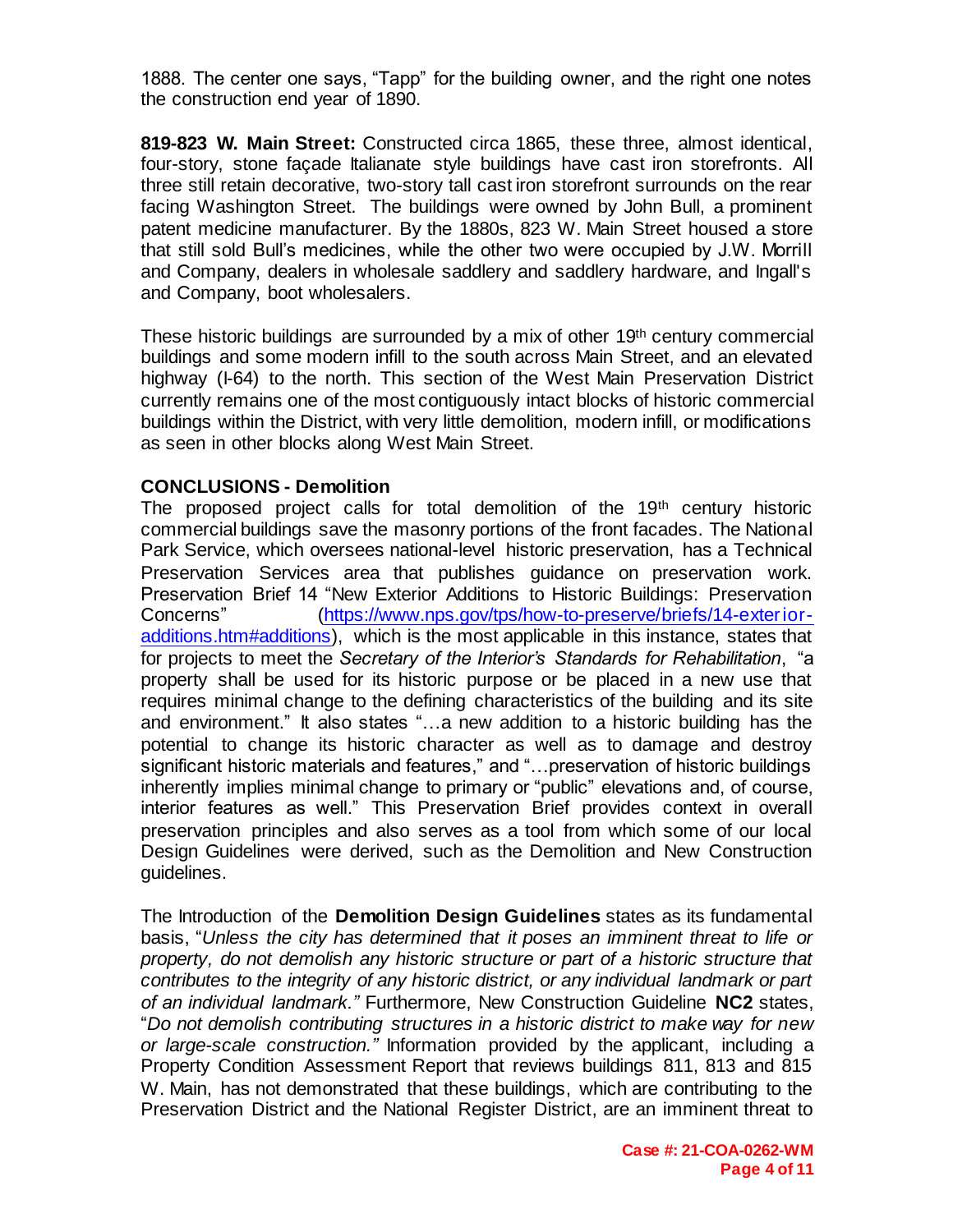1888. The center one says, "Tapp" for the building owner, and the right one notes the construction end year of 1890.

**819-823 W. Main Street:** Constructed circa 1865, these three, almost identical, four-story, stone façade Italianate style buildings have cast iron storefronts. All three still retain decorative, two-story tall cast iron storefront surrounds on the rear facing Washington Street. The buildings were owned by John Bull, a prominent patent medicine manufacturer. By the 1880s, 823 W. Main Street housed a store that still sold Bull's medicines, while the other two were occupied by J.W. Morrill and Company, dealers in wholesale saddlery and saddlery hardware, and Ingall's and Company, boot wholesalers.

These historic buildings are surrounded by a mix of other 19th century commercial buildings and some modern infill to the south across Main Street, and an elevated highway (I-64) to the north. This section of the West Main Preservation District currently remains one of the most contiguously intact blocks of historic commercial buildings within the District, with very little demolition, modern infill, or modifications as seen in other blocks along West Main Street.

**CONCLUSIONS - Demolition**

The proposed project calls for total demolition of the 19th century historic commercial buildings save the masonry portions of the front facades. The National Park Service, which oversees national-level historic preservation, has a Technical Preservation Services area that publishes guidance on preservation work. Preservation Brief 14 "New Exterior Additions to Historic Buildings: Preservation Concerns" (https://www.nps.gov/tps/how-to-preserve/briefs/14-exterior-additions.htm#additions), which is the most applicable in this instance, states that for projects to meet the *Secretary of the Interior's Standards for Rehabilitation*, "a property shall be used for its historic purpose or be placed in a new use that requires minimal change to the defining characteristics of the building and its site and environment." It also states "…a new addition to a historic building has the potential to change its historic character as well as to damage and destroy significant historic materials and features," and "…preservation of historic buildings inherently implies minimal change to primary or "public" elevations and, of course, interior features as well." This Preservation Brief provides context in overall preservation principles and also serves as a tool from which some of our local Design Guidelines were derived, such as the Demolition and New Construction guidelines.

The Introduction of the **Demolition Design Guidelines** states as its fundamental basis, "*Unless the city has determined that it poses an imminent threat to life or property, do not demolish any historic structure or part of a historic structure that contributes to the integrity of any historic district, or any individual landmark or part of an individual landmark."* Furthermore, New Construction Guideline **NC2** states, "*Do not demolish contributing structures in a historic district to make way for new or large-scale construction."* Information provided by the applicant, including a Property Condition Assessment Report that reviews buildings 811, 813 and 815 W. Main, has not demonstrated that these buildings, which are contributing to the Preservation District and the National Register District, are an imminent threat to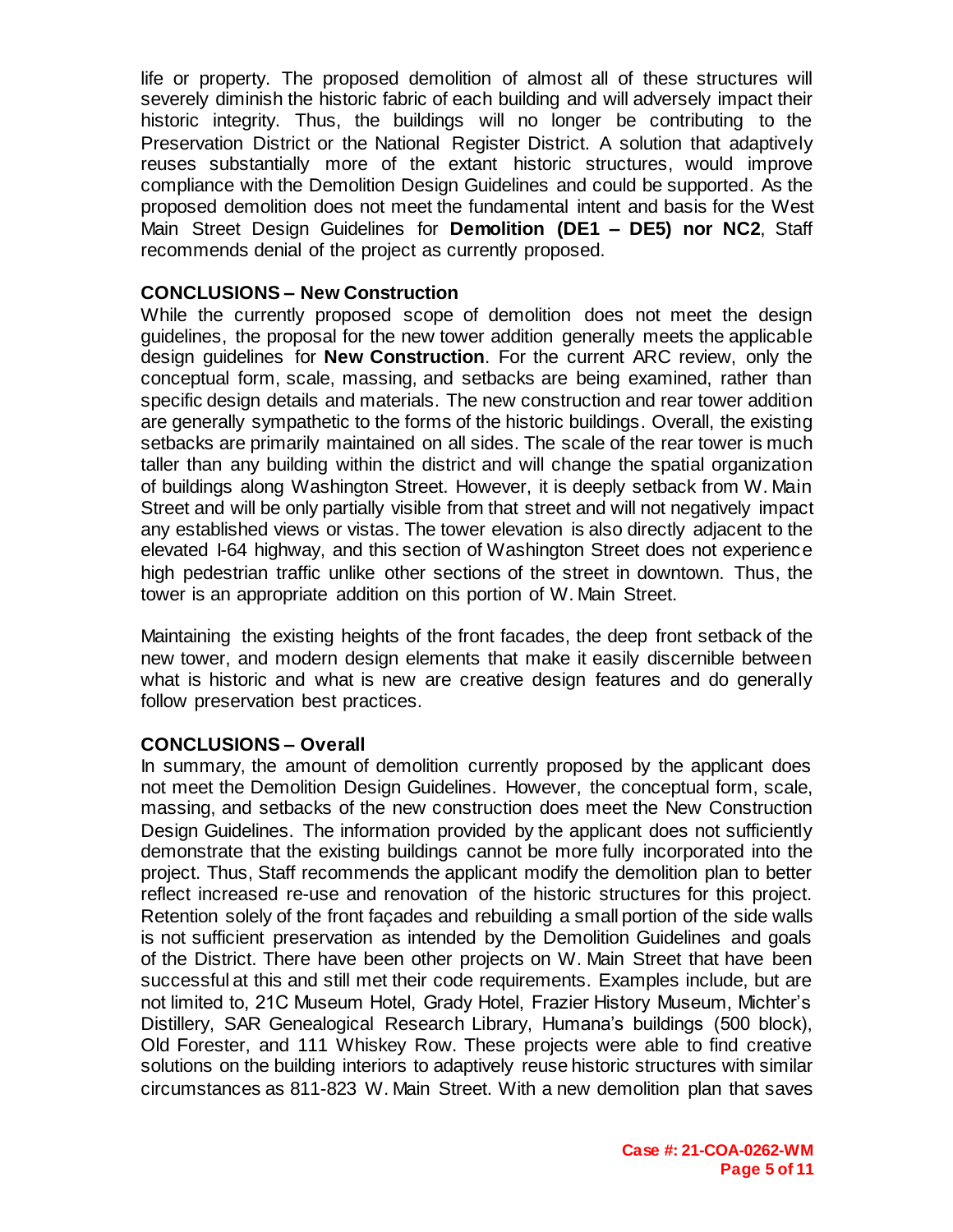life or property. The proposed demolition of almost all of these structures will severely diminish the historic fabric of each building and will adversely impact their historic integrity. Thus, the buildings will no longer be contributing to the Preservation District or the National Register District. A solution that adaptively reuses substantially more of the extant historic structures, would improve compliance with the Demolition Design Guidelines and could be supported. As the proposed demolition does not meet the fundamental intent and basis for the West Main Street Design Guidelines for **Demolition (DE1 – DE5) nor NC2**, Staff recommends denial of the project as currently proposed.

### CONCLUSIONS – New Construction

While the currently proposed scope of demolition does not meet the design guidelines, the proposal for the new tower addition generally meets the applicable design guidelines for **New Construction**. For the current ARC review, only the conceptual form, scale, massing, and setbacks are being examined, rather than specific design details and materials. The new construction and rear tower addition are generally sympathetic to the forms of the historic buildings. Overall, the existing setbacks are primarily maintained on all sides. The scale of the rear tower is much taller than any building within the district and will change the spatial organization of buildings along Washington Street. However, it is deeply setback from W. Main Street and will be only partially visible from that street and will not negatively impact any established views or vistas. The tower elevation is also directly adjacent to the elevated I-64 highway, and this section of Washington Street does not experience high pedestrian traffic unlike other sections of the street in downtown. Thus, the tower is an appropriate addition on this portion of W. Main Street.

Maintaining the existing heights of the front facades, the deep front setback of the new tower, and modern design elements that make it easily discernible between what is historic and what is new are creative design features and do generally follow preservation best practices.

### CONCLUSIONS – Overall

In summary, the amount of demolition currently proposed by the applicant does not meet the Demolition Design Guidelines. However, the conceptual form, scale, massing, and setbacks of the new construction does meet the New Construction Design Guidelines. The information provided by the applicant does not sufficiently demonstrate that the existing buildings cannot be more fully incorporated into the project. Thus, Staff recommends the applicant modify the demolition plan to better reflect increased re-use and renovation of the historic structures for this project. Retention solely of the front façades and rebuilding a small portion of the side walls is not sufficient preservation as intended by the Demolition Guidelines and goals of the District. There have been other projects on W. Main Street that have been successful at this and still met their code requirements. Examples include, but are not limited to, 21C Museum Hotel, Grady Hotel, Frazier History Museum, Michter's Distillery, SAR Genealogical Research Library, Humana's buildings (500 block), Old Forester, and 111 Whiskey Row. These projects were able to find creative solutions on the building interiors to adaptively reuse historic structures with similar circumstances as 811-823 W. Main Street. With a new demolition plan that saves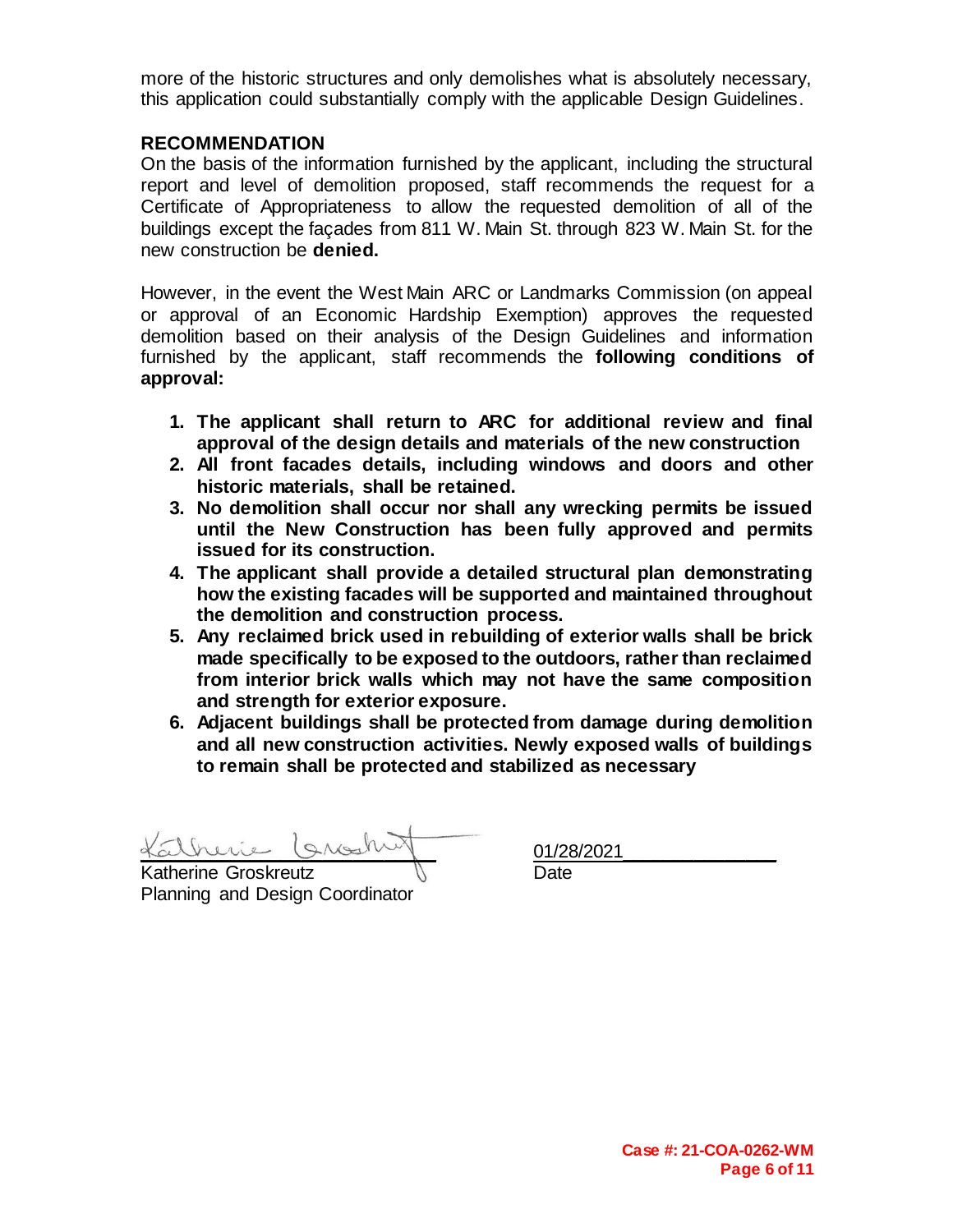more of the historic structures and only demolishes what is absolutely necessary, this application could substantially comply with the applicable Design Guidelines.

## RECOMMENDATION

On the basis of the information furnished by the applicant, including the structural report and level of demolition proposed, staff recommends the request for a Certificate of Appropriateness to allow the requested demolition of all of the buildings except the façades from 811 W. Main St. through 823 W. Main St. for the new construction be **denied.**

However, in the event the West Main ARC or Landmarks Commission (on appeal or approval of an Economic Hardship Exemption) approves the requested demolition based on their analysis of the Design Guidelines and information furnished by the applicant, staff recommends the **following conditions of approval:**

1. **The applicant shall return to ARC for additional review and final approval of the design details and materials of the new construction**
2. **All front facades details, including windows and doors and other historic materials, shall be retained.**
3. **No demolition shall occur nor shall any wrecking permits be issued until the New Construction has been fully approved and permits issued for its construction.**
4. **The applicant shall provide a detailed structural plan demonstrating how the existing facades will be supported and maintained throughout the demolition and construction process.**
5. **Any reclaimed brick used in rebuilding of exterior walls shall be brick made specifically to be exposed to the outdoors, rather than reclaimed from interior brick walls which may not have the same composition and strength for exterior exposure.**
6. **Adjacent buildings shall be protected from damage during demolition and all new construction activities. Newly exposed walls of buildings to remain shall be protected and stabilized as necessary**

Katherine Groskreutz
Planning and Design Coordinator

01/28/2021
Date

**Case #: 21-COA-0262-WM**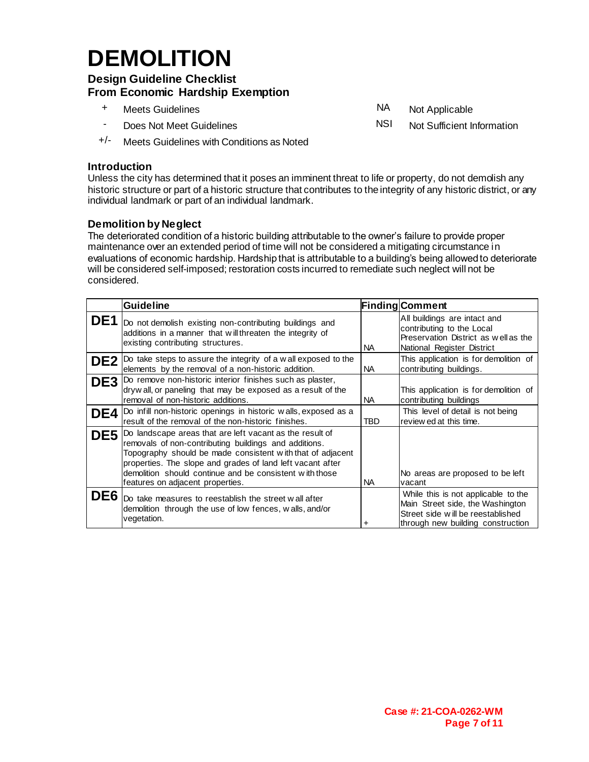# DEMOLITION

### Design Guideline Checklist
### From Economic Hardship Exemption

| | | | |
|---|---|---|---|
| + | Meets Guidelines | NA | Not Applicable |
| - | Does Not Meet Guidelines | NSI | Not Sufficient Information |
| +/- | Meets Guidelines with Conditions as Noted | | |

### Introduction

Unless the city has determined that it poses an imminent threat to life or property, do not demolish any historic structure or part of a historic structure that contributes to the integrity of any historic district, or any individual landmark or part of an individual landmark.

### Demolition by Neglect

The deteriorated condition of a historic building attributable to the owner's failure to provide proper maintenance over an extended period of time will not be considered a mitigating circumstance in evaluations of economic hardship. Hardship that is attributable to a building's being allowed to deteriorate will be considered self-imposed; restoration costs incurred to remediate such neglect will not be considered.

| | Guideline | Finding | Comment |
|---|---|---|---|
| **DE1** | Do not demolish existing non-contributing buildings and additions in a manner that will threaten the integrity of existing contributing structures. | NA | All buildings are intact and contributing to the Local Preservation District as well as the National Register District |
| **DE2** | Do take steps to assure the integrity of a wall exposed to the elements by the removal of a non-historic addition. | NA | This application is for demolition of contributing buildings. |
| **DE3** | Do remove non-historic interior finishes such as plaster, drywall, or paneling that may be exposed as a result of the removal of non-historic additions. | NA | This application is for demolition of contributing buildings |
| **DE4** | Do infill non-historic openings in historic walls, exposed as a result of the removal of the non-historic finishes. | TBD | This level of detail is not being reviewed at this time. |
| **DE5** | Do landscape areas that are left vacant as the result of removals of non-contributing buildings and additions. Topography should be made consistent with that of adjacent properties. The slope and grades of land left vacant after demolition should continue and be consistent with those features on adjacent properties. | NA | No areas are proposed to be left vacant |
| **DE6** | Do take measures to reestablish the street wall after demolition through the use of low fences, walls, and/or vegetation. | + | While this is not applicable to the Main Street side, the Washington Street side will be reestablished through new building construction |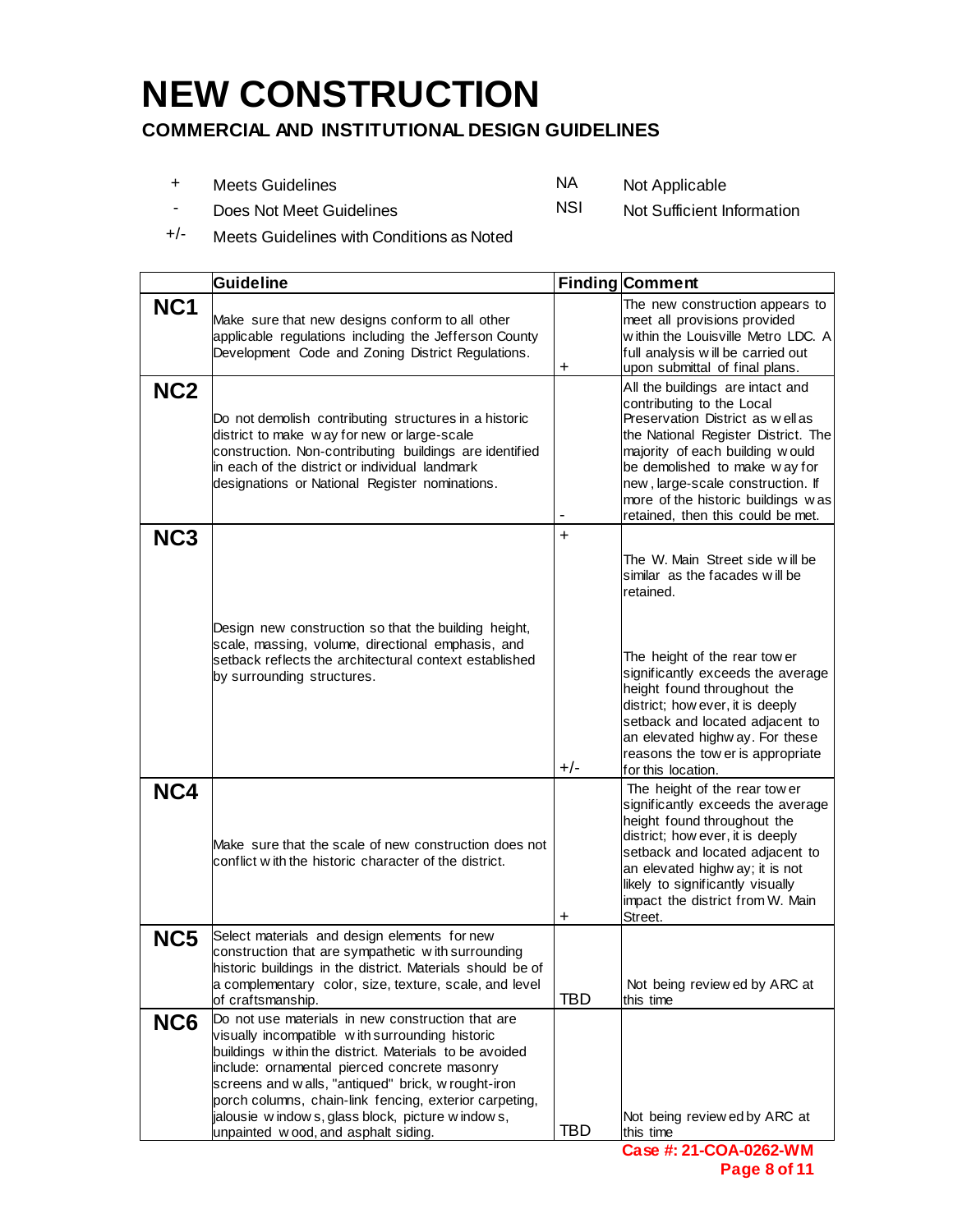# NEW CONSTRUCTION

## COMMERCIAL AND INSTITUTIONAL DESIGN GUIDELINES

| | | | |
|---|---|---|---|
| + | Meets Guidelines | NA | Not Applicable |
| - | Does Not Meet Guidelines | NSI | Not Sufficient Information |
| +/- | Meets Guidelines with Conditions as Noted | | |

| | Guideline | Finding | Comment |
|---|---|---|---|
| **NC1** | Make sure that new designs conform to all other applicable regulations including the Jefferson County Development Code and Zoning District Regulations. | + | The new construction appears to meet all provisions provided within the Louisville Metro LDC. A full analysis will be carried out upon submittal of final plans. |
| **NC2** | Do not demolish contributing structures in a historic district to make way for new or large-scale construction. Non-contributing buildings are identified in each of the district or individual landmark designations or National Register nominations. | - | All the buildings are intact and contributing to the Local Preservation District as well as the National Register District. The majority of each building would be demolished to make way for new, large-scale construction. If more of the historic buildings was retained, then this could be met. |
| **NC3** | Design new construction so that the building height, scale, massing, volume, directional emphasis, and setback reflects the architectural context established by surrounding structures. | + | The W. Main Street side will be similar as the facades will be retained. |
| | | +/- | The height of the rear tower significantly exceeds the average height found throughout the district; however, it is deeply setback and located adjacent to an elevated highway. For these reasons the tower is appropriate for this location. |
| **NC4** | Make sure that the scale of new construction does not conflict with the historic character of the district. | + | The height of the rear tower significantly exceeds the average height found throughout the district; however, it is deeply setback and located adjacent to an elevated highway; it is not likely to significantly visually impact the district from W. Main Street. |
| **NC5** | Select materials and design elements for new construction that are sympathetic with surrounding historic buildings in the district. Materials should be of a complementary color, size, texture, scale, and level of craftsmanship. | TBD | Not being reviewed by ARC at this time |
| **NC6** | Do not use materials in new construction that are visually incompatible with surrounding historic buildings within the district. Materials to be avoided include: ornamental pierced concrete masonry screens and walls, "antiqued" brick, wrought-iron porch columns, chain-link fencing, exterior carpeting, jalousie windows, glass block, picture windows, unpainted wood, and asphalt siding. | TBD | Not being reviewed by ARC at this time |

Case #: 21-COA-0262-WM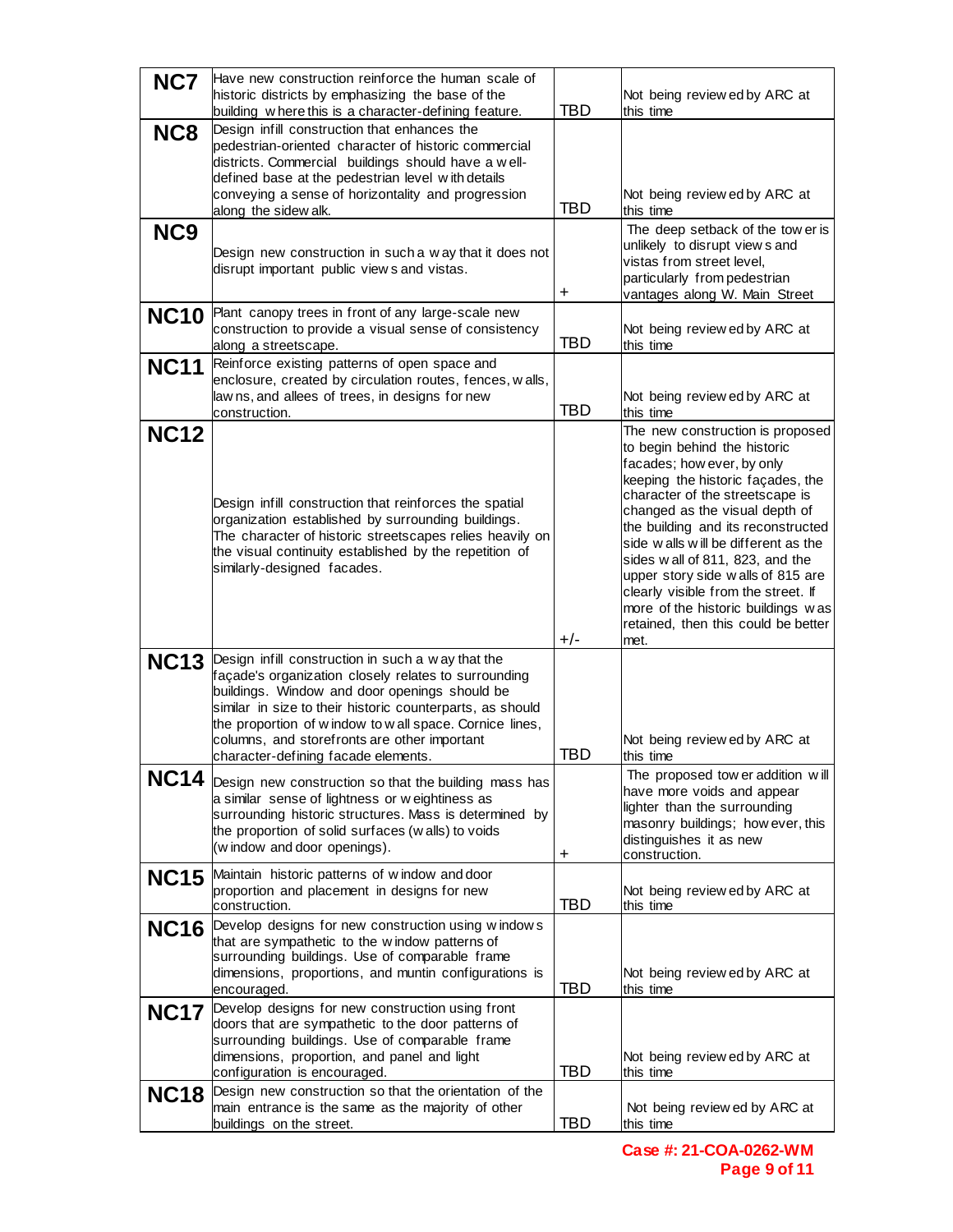| | | | |
|---|---|---|---|
| **NC7** | Have new construction reinforce the human scale of historic districts by emphasizing the base of the building where this is a character-defining feature. | TBD | Not being reviewed by ARC at this time |
| **NC8** | Design infill construction that enhances the pedestrian-oriented character of historic commercial districts. Commercial buildings should have a well-defined base at the pedestrian level with details conveying a sense of horizontality and progression along the sidewalk. | TBD | Not being reviewed by ARC at this time |
| **NC9** | Design new construction in such a way that it does not disrupt important public views and vistas. | + | The deep setback of the tower is unlikely to disrupt views and vistas from street level, particularly from pedestrian vantages along W. Main Street |
| **NC10** | Plant canopy trees in front of any large-scale new construction to provide a visual sense of consistency along a streetscape. | TBD | Not being reviewed by ARC at this time |
| **NC11** | Reinforce existing patterns of open space and enclosure, created by circulation routes, fences, walls, lawns, and allees of trees, in designs for new construction. | TBD | Not being reviewed by ARC at this time |
| **NC12** | Design infill construction that reinforces the spatial organization established by surrounding buildings. The character of historic streetscapes relies heavily on the visual continuity established by the repetition of similarly-designed facades. | +/- | The new construction is proposed to begin behind the historic facades; however, by only keeping the historic façades, the character of the streetscape is changed as the visual depth of the building and its reconstructed side walls will be different as the sides wall of 811, 823, and the upper story side walls of 815 are clearly visible from the street. If more of the historic buildings was retained, then this could be better met. |
| **NC13** | Design infill construction in such a way that the façade's organization closely relates to surrounding buildings. Window and door openings should be similar in size to their historic counterparts, as should the proportion of window to wall space. Cornice lines, columns, and storefronts are other important character-defining facade elements. | TBD | Not being reviewed by ARC at this time |
| **NC14** | Design new construction so that the building mass has a similar sense of lightness or weightiness as surrounding historic structures. Mass is determined by the proportion of solid surfaces (walls) to voids (window and door openings). | + | The proposed tower addition will have more voids and appear lighter than the surrounding masonry buildings; however, this distinguishes it as new construction. |
| **NC15** | Maintain historic patterns of window and door proportion and placement in designs for new construction. | TBD | Not being reviewed by ARC at this time |
| **NC16** | Develop designs for new construction using windows that are sympathetic to the window patterns of surrounding buildings. Use of comparable frame dimensions, proportions, and muntin configurations is encouraged. | TBD | Not being reviewed by ARC at this time |
| **NC17** | Develop designs for new construction using front doors that are sympathetic to the door patterns of surrounding buildings. Use of comparable frame dimensions, proportion, and panel and light configuration is encouraged. | TBD | Not being reviewed by ARC at this time |
| **NC18** | Design new construction so that the orientation of the main entrance is the same as the majority of other buildings on the street. | TBD | Not being reviewed by ARC at this time |

**Case #: 21-COA-0262-WM**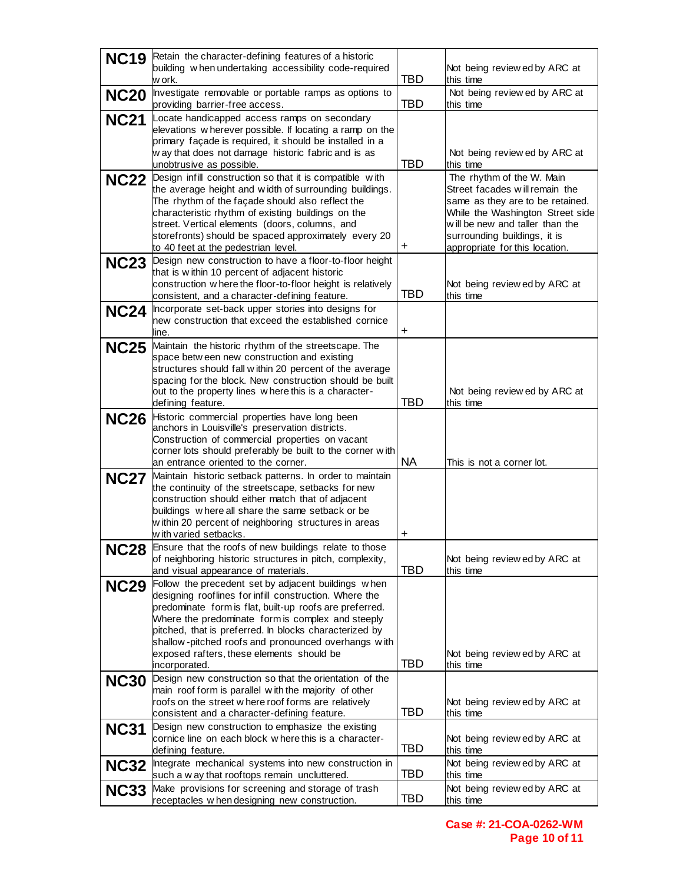| | | | |
|---|---|---|---|
| **NC19** | Retain the character-defining features of a historic building when undertaking accessibility code-required work. | TBD | Not being reviewed by ARC at this time |
| **NC20** | Investigate removable or portable ramps as options to providing barrier-free access. | TBD | Not being reviewed by ARC at this time |
| **NC21** | Locate handicapped access ramps on secondary elevations wherever possible. If locating a ramp on the primary façade is required, it should be installed in a way that does not damage historic fabric and is as unobtrusive as possible. | TBD | Not being reviewed by ARC at this time |
| **NC22** | Design infill construction so that it is compatible with the average height and width of surrounding buildings. The rhythm of the façade should also reflect the characteristic rhythm of existing buildings on the street. Vertical elements (doors, columns, and storefronts) should be spaced approximately every 20 to 40 feet at the pedestrian level. | + | The rhythm of the W. Main Street facades will remain the same as they are to be retained. While the Washington Street side will be new and taller than the surrounding buildings, it is appropriate for this location. |
| **NC23** | Design new construction to have a floor-to-floor height that is within 10 percent of adjacent historic construction where the floor-to-floor height is relatively consistent, and a character-defining feature. | TBD | Not being reviewed by ARC at this time |
| **NC24** | Incorporate set-back upper stories into designs for new construction that exceed the established cornice line. | + | |
| **NC25** | Maintain the historic rhythm of the streetscape. The space between new construction and existing structures should fall within 20 percent of the average spacing for the block. New construction should be built out to the property lines where this is a character-defining feature. | TBD | Not being reviewed by ARC at this time |
| **NC26** | Historic commercial properties have long been anchors in Louisville's preservation districts. Construction of commercial properties on vacant corner lots should preferably be built to the corner with an entrance oriented to the corner. | NA | This is not a corner lot. |
| **NC27** | Maintain historic setback patterns. In order to maintain the continuity of the streetscape, setbacks for new construction should either match that of adjacent buildings where all share the same setback or be within 20 percent of neighboring structures in areas with varied setbacks. | + | |
| **NC28** | Ensure that the roofs of new buildings relate to those of neighboring historic structures in pitch, complexity, and visual appearance of materials. | TBD | Not being reviewed by ARC at this time |
| **NC29** | Follow the precedent set by adjacent buildings when designing rooflines for infill construction. Where the predominate form is flat, built-up roofs are preferred. Where the predominate form is complex and steeply pitched, that is preferred. In blocks characterized by shallow-pitched roofs and pronounced overhangs with exposed rafters, these elements should be incorporated. | TBD | Not being reviewed by ARC at this time |
| **NC30** | Design new construction so that the orientation of the main roof form is parallel with the majority of other roofs on the street where roof forms are relatively consistent and a character-defining feature. | TBD | Not being reviewed by ARC at this time |
| **NC31** | Design new construction to emphasize the existing cornice line on each block where this is a character-defining feature. | TBD | Not being reviewed by ARC at this time |
| **NC32** | Integrate mechanical systems into new construction in such a way that rooftops remain uncluttered. | TBD | Not being reviewed by ARC at this time |
| **NC33** | Make provisions for screening and storage of trash receptacles when designing new construction. | TBD | Not being reviewed by ARC at this time |

**Case #: 21-COA-0262-WM**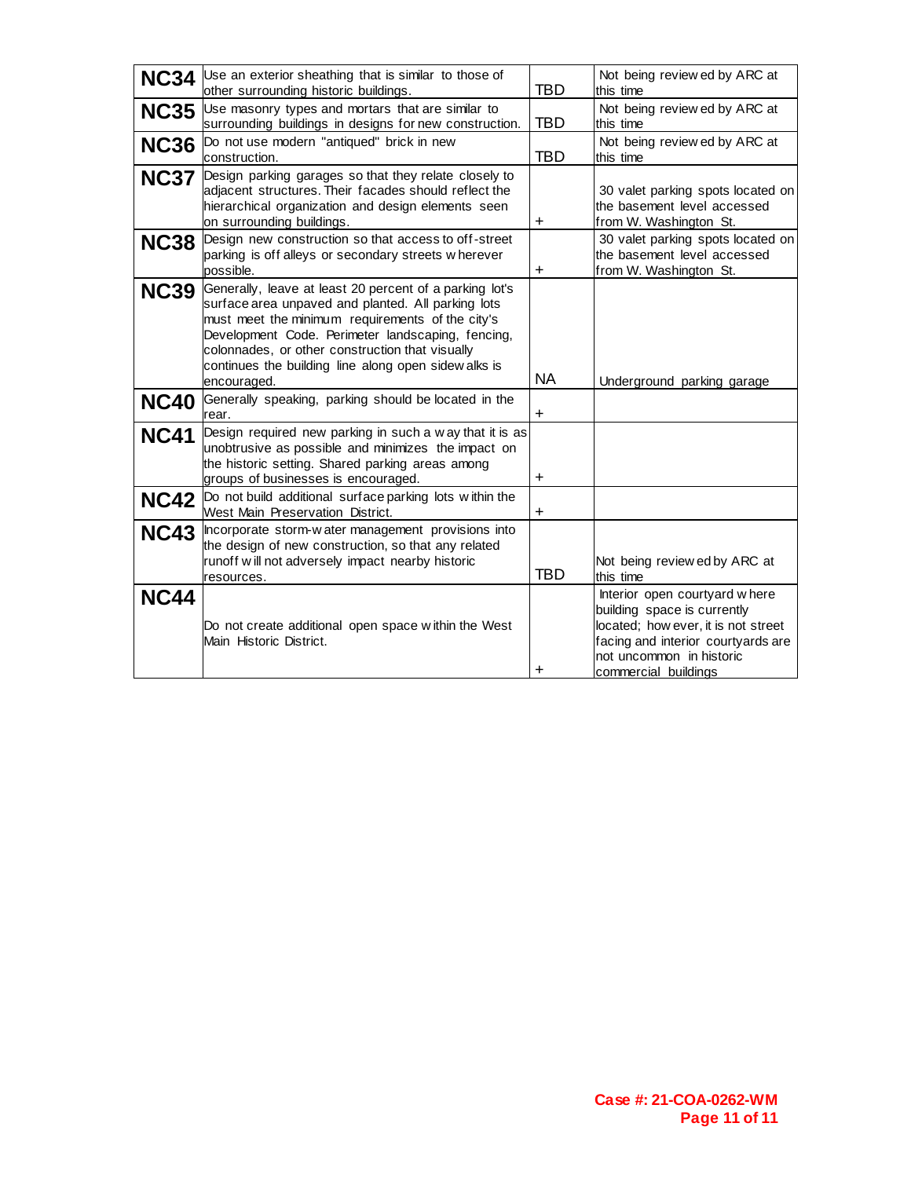| | | | |
|---|---|---|---|
| **NC34** | Use an exterior sheathing that is similar to those of other surrounding historic buildings. | TBD | Not being reviewed by ARC at this time |
| **NC35** | Use masonry types and mortars that are similar to surrounding buildings in designs for new construction. | TBD | Not being reviewed by ARC at this time |
| **NC36** | Do not use modern "antiqued" brick in new construction. | TBD | Not being reviewed by ARC at this time |
| **NC37** | Design parking garages so that they relate closely to adjacent structures. Their facades should reflect the hierarchical organization and design elements seen on surrounding buildings. | + | 30 valet parking spots located on the basement level accessed from W. Washington St. |
| **NC38** | Design new construction so that access to off-street parking is off alleys or secondary streets wherever possible. | + | 30 valet parking spots located on the basement level accessed from W. Washington St. |
| **NC39** | Generally, leave at least 20 percent of a parking lot's surface area unpaved and planted. All parking lots must meet the minimum requirements of the city's Development Code. Perimeter landscaping, fencing, colonnades, or other construction that visually continues the building line along open sidewalks is encouraged. | NA | Underground parking garage |
| **NC40** | Generally speaking, parking should be located in the rear. | + | |
| **NC41** | Design required new parking in such a way that it is as unobtrusive as possible and minimizes the impact on the historic setting. Shared parking areas among groups of businesses is encouraged. | + | |
| **NC42** | Do not build additional surface parking lots within the West Main Preservation District. | + | |
| **NC43** | Incorporate storm-water management provisions into the design of new construction, so that any related runoff will not adversely impact nearby historic resources. | TBD | Not being reviewed by ARC at this time |
| **NC44** | Do not create additional open space within the West Main Historic District. | + | Interior open courtyard where building space is currently located; however, it is not street facing and interior courtyards are not uncommon in historic commercial buildings |

**Case #: 21-COA-0262-WM**